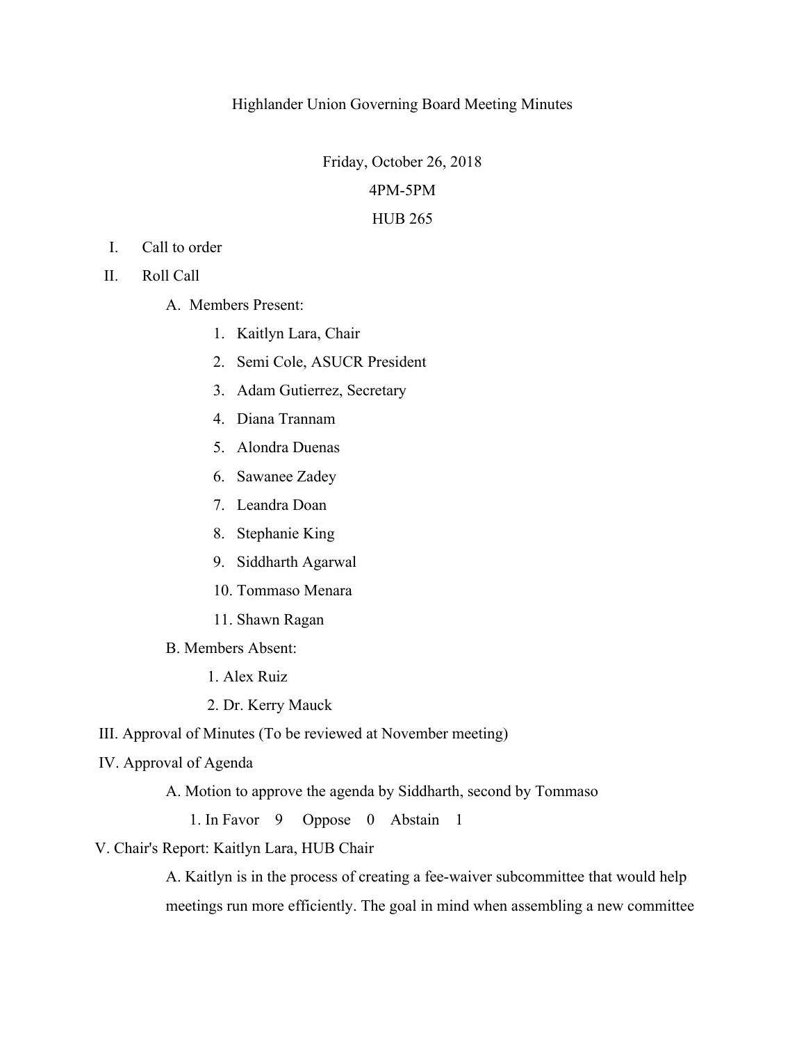Highlander Union Governing Board Meeting Minutes

Friday, October 26, 2018

4PM-5PM

HUB 265

I. Call to order

II. Roll Call

   A. Members Present:

      1. Kaitlyn Lara, Chair
      2. Semi Cole, ASUCR President
      3. Adam Gutierrez, Secretary
      4. Diana Trannam
      5. Alondra Duenas
      6. Sawanee Zadey
      7. Leandra Doan
      8. Stephanie King
      9. Siddharth Agarwal
      10. Tommaso Menara
      11. Shawn Ragan

   B. Members Absent:

      1. Alex Ruiz
      2. Dr. Kerry Mauck

III. Approval of Minutes (To be reviewed at November meeting)

IV. Approval of Agenda

   A. Motion to approve the agenda by Siddharth, second by Tommaso

      1. In Favor 9 Oppose 0 Abstain 1

V. Chair's Report: Kaitlyn Lara, HUB Chair

   A. Kaitlyn is in the process of creating a fee-waiver subcommittee that would help meetings run more efficiently. The goal in mind when assembling a new committee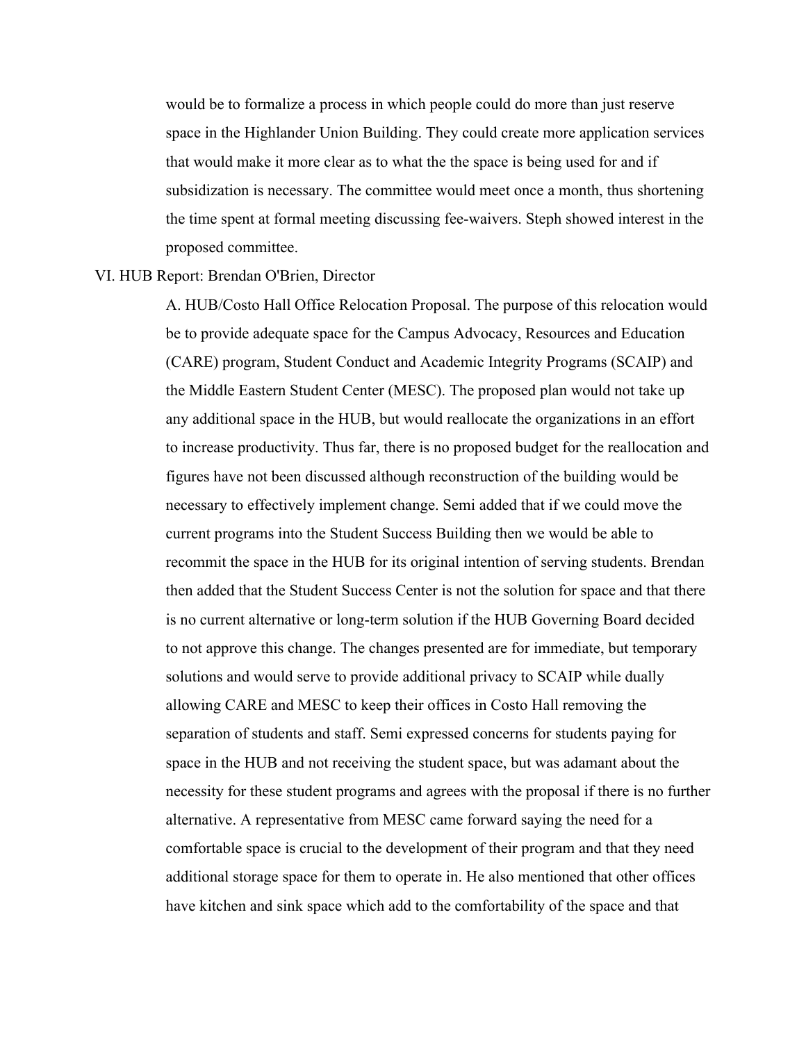would be to formalize a process in which people could do more than just reserve space in the Highlander Union Building. They could create more application services that would make it more clear as to what the the space is being used for and if subsidization is necessary. The committee would meet once a month, thus shortening the time spent at formal meeting discussing fee-waivers. Steph showed interest in the proposed committee.

VI. HUB Report: Brendan O'Brien, Director

A. HUB/Costo Hall Office Relocation Proposal. The purpose of this relocation would be to provide adequate space for the Campus Advocacy, Resources and Education (CARE) program, Student Conduct and Academic Integrity Programs (SCAIP) and the Middle Eastern Student Center (MESC). The proposed plan would not take up any additional space in the HUB, but would reallocate the organizations in an effort to increase productivity. Thus far, there is no proposed budget for the reallocation and figures have not been discussed although reconstruction of the building would be necessary to effectively implement change. Semi added that if we could move the current programs into the Student Success Building then we would be able to recommit the space in the HUB for its original intention of serving students. Brendan then added that the Student Success Center is not the solution for space and that there is no current alternative or long-term solution if the HUB Governing Board decided to not approve this change. The changes presented are for immediate, but temporary solutions and would serve to provide additional privacy to SCAIP while dually allowing CARE and MESC to keep their offices in Costo Hall removing the separation of students and staff. Semi expressed concerns for students paying for space in the HUB and not receiving the student space, but was adamant about the necessity for these student programs and agrees with the proposal if there is no further alternative. A representative from MESC came forward saying the need for a comfortable space is crucial to the development of their program and that they need additional storage space for them to operate in. He also mentioned that other offices have kitchen and sink space which add to the comfortability of the space and that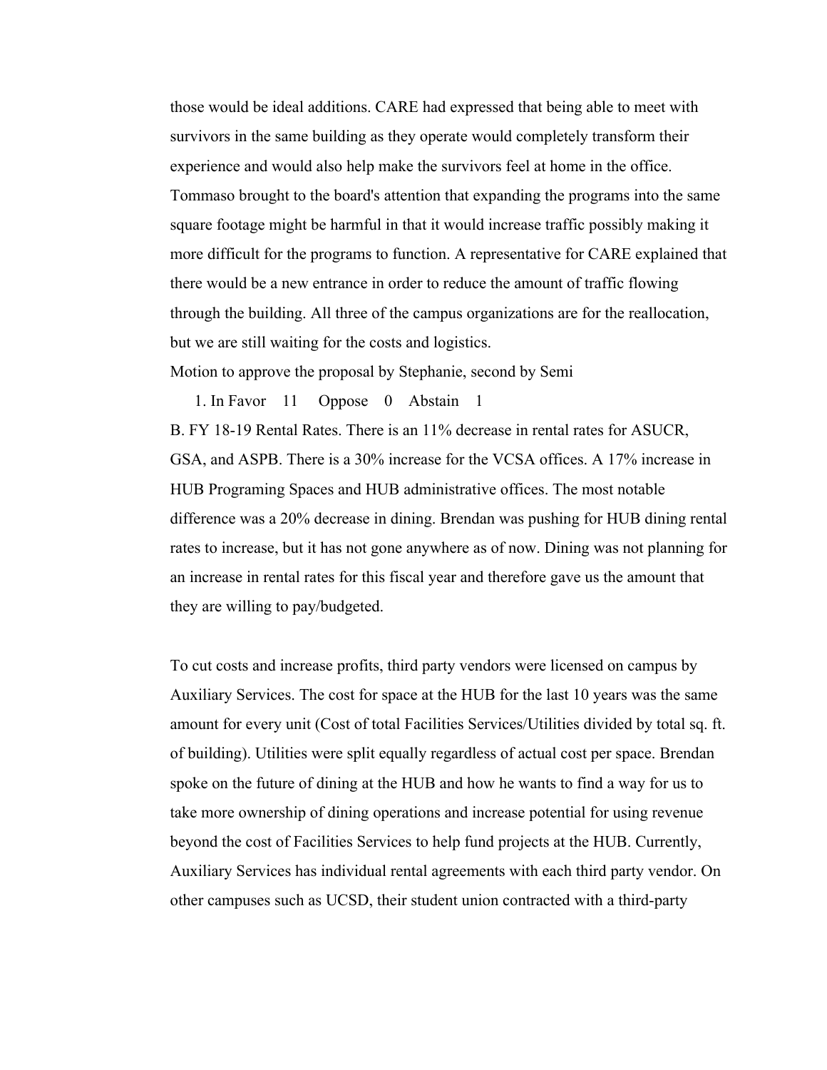those would be ideal additions. CARE had expressed that being able to meet with survivors in the same building as they operate would completely transform their experience and would also help make the survivors feel at home in the office. Tommaso brought to the board's attention that expanding the programs into the same square footage might be harmful in that it would increase traffic possibly making it more difficult for the programs to function. A representative for CARE explained that there would be a new entrance in order to reduce the amount of traffic flowing through the building. All three of the campus organizations are for the reallocation, but we are still waiting for the costs and logistics.

Motion to approve the proposal by Stephanie, second by Semi

1. In Favor 11 Oppose 0 Abstain 1

B. FY 18-19 Rental Rates. There is an 11% decrease in rental rates for ASUCR, GSA, and ASPB. There is a 30% increase for the VCSA offices. A 17% increase in HUB Programing Spaces and HUB administrative offices. The most notable difference was a 20% decrease in dining. Brendan was pushing for HUB dining rental rates to increase, but it has not gone anywhere as of now. Dining was not planning for an increase in rental rates for this fiscal year and therefore gave us the amount that they are willing to pay/budgeted.

To cut costs and increase profits, third party vendors were licensed on campus by Auxiliary Services. The cost for space at the HUB for the last 10 years was the same amount for every unit (Cost of total Facilities Services/Utilities divided by total sq. ft. of building). Utilities were split equally regardless of actual cost per space. Brendan spoke on the future of dining at the HUB and how he wants to find a way for us to take more ownership of dining operations and increase potential for using revenue beyond the cost of Facilities Services to help fund projects at the HUB. Currently, Auxiliary Services has individual rental agreements with each third party vendor. On other campuses such as UCSD, their student union contracted with a third-party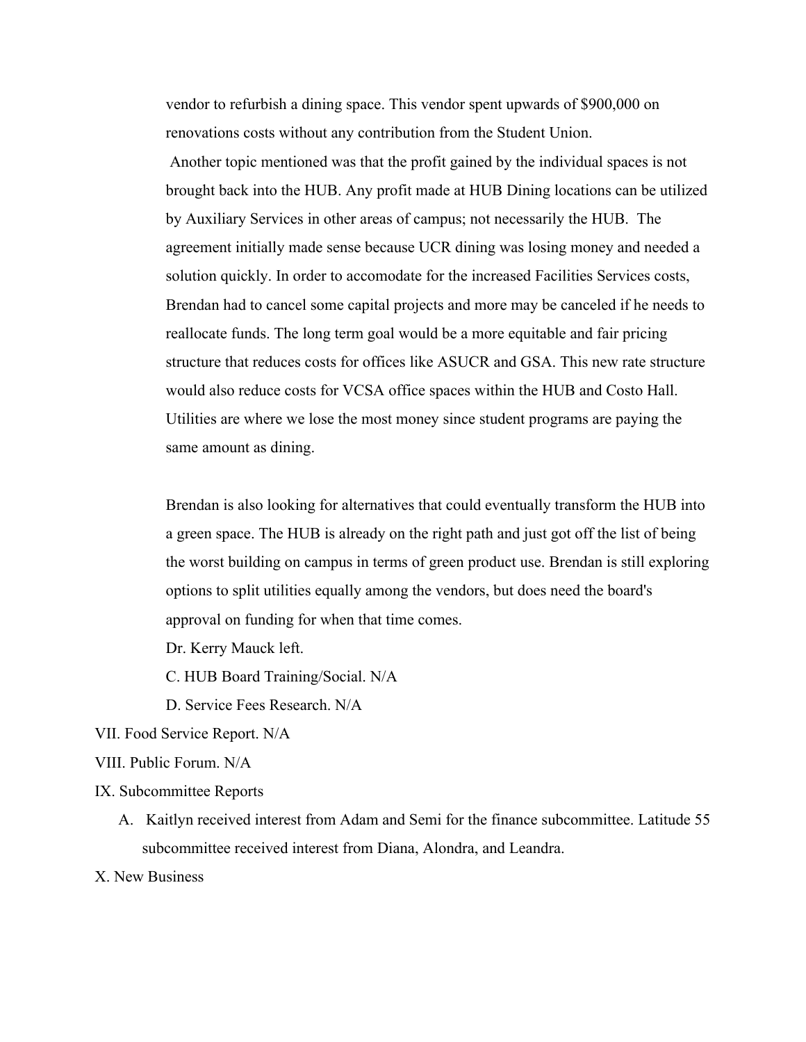vendor to refurbish a dining space. This vendor spent upwards of $900,000 on renovations costs without any contribution from the Student Union.

Another topic mentioned was that the profit gained by the individual spaces is not brought back into the HUB. Any profit made at HUB Dining locations can be utilized by Auxiliary Services in other areas of campus; not necessarily the HUB. The agreement initially made sense because UCR dining was losing money and needed a solution quickly. In order to accomodate for the increased Facilities Services costs, Brendan had to cancel some capital projects and more may be canceled if he needs to reallocate funds. The long term goal would be a more equitable and fair pricing structure that reduces costs for offices like ASUCR and GSA. This new rate structure would also reduce costs for VCSA office spaces within the HUB and Costo Hall. Utilities are where we lose the most money since student programs are paying the same amount as dining.

Brendan is also looking for alternatives that could eventually transform the HUB into a green space. The HUB is already on the right path and just got off the list of being the worst building on campus in terms of green product use. Brendan is still exploring options to split utilities equally among the vendors, but does need the board's approval on funding for when that time comes.

Dr. Kerry Mauck left.

C. HUB Board Training/Social. N/A

D. Service Fees Research. N/A

VII. Food Service Report. N/A

VIII. Public Forum. N/A

IX. Subcommittee Reports

A. Kaitlyn received interest from Adam and Semi for the finance subcommittee. Latitude 55 subcommittee received interest from Diana, Alondra, and Leandra.

X. New Business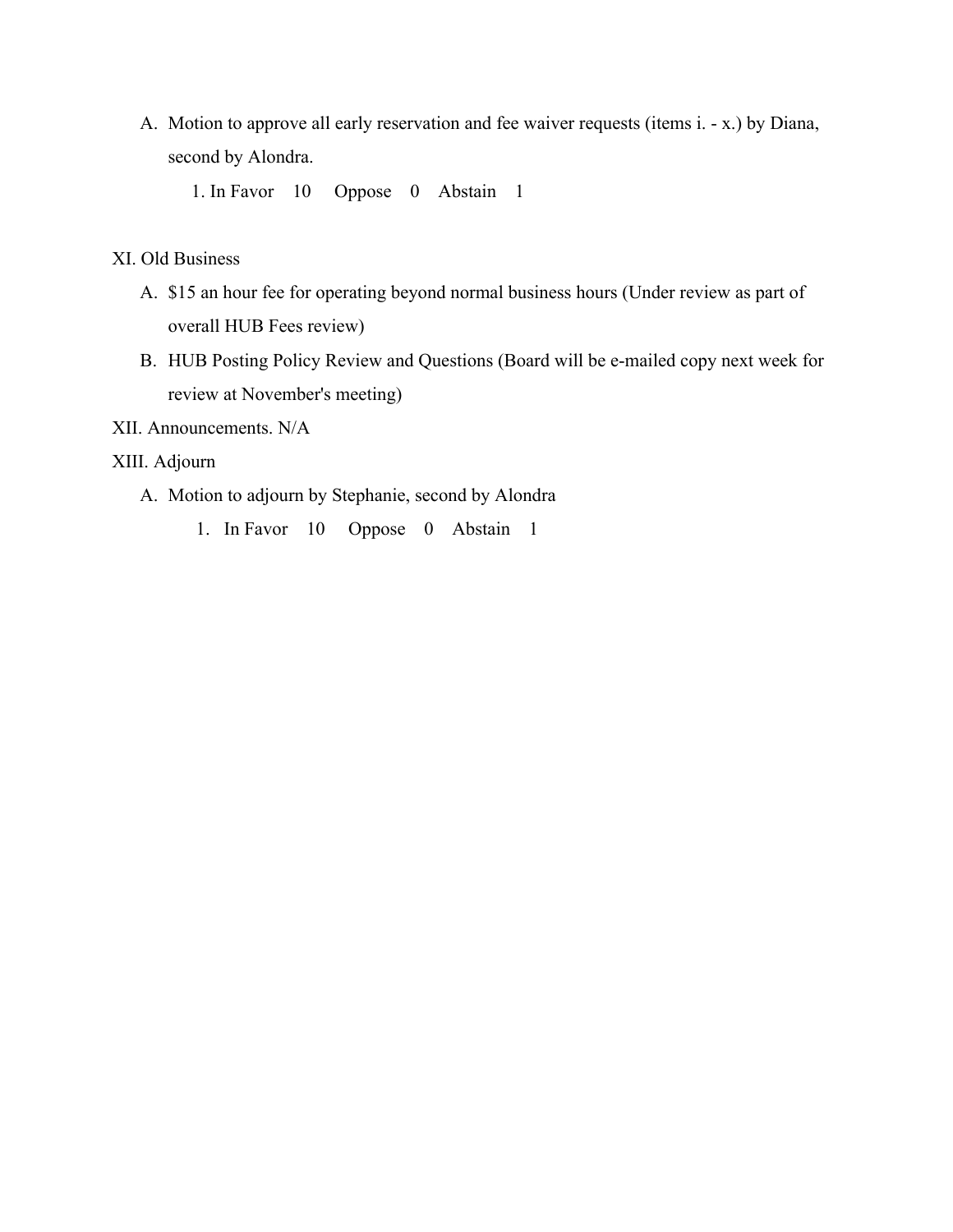A. Motion to approve all early reservation and fee waiver requests (items i. - x.) by Diana, second by Alondra.

    1. In Favor 10 Oppose 0 Abstain 1

XI. Old Business

A. $15 an hour fee for operating beyond normal business hours (Under review as part of overall HUB Fees review)

B. HUB Posting Policy Review and Questions (Board will be e-mailed copy next week for review at November's meeting)

XII. Announcements. N/A

XIII. Adjourn

A. Motion to adjourn by Stephanie, second by Alondra

    1. In Favor 10 Oppose 0 Abstain 1